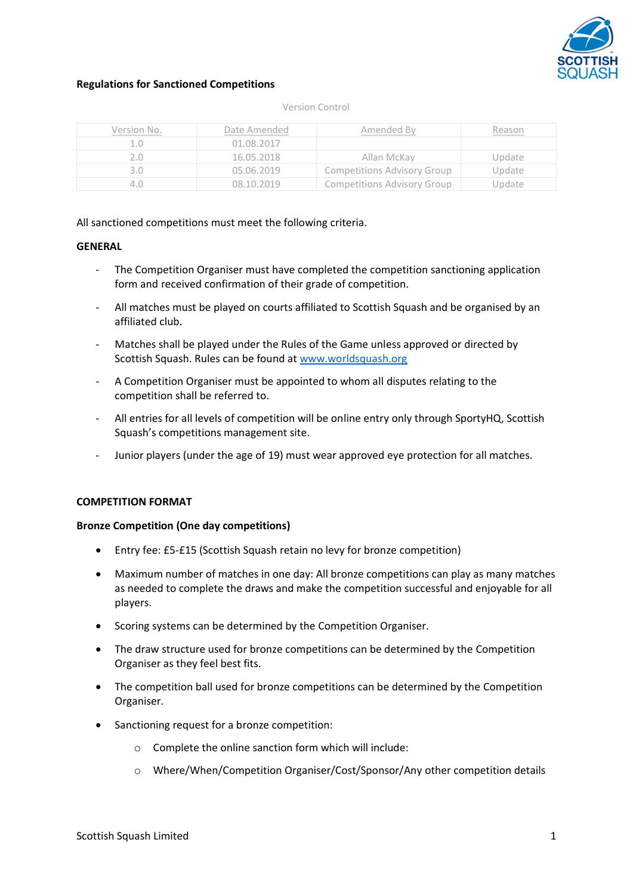## Regulations for Sanctioned Competitions

Version Control

| Version No. | Date Amended | Amended By | Reason |
|---|---|---|---|
| 1.0 | 01.08.2017 | | |
| 2.0 | 16.05.2018 | Allan McKay | Update |
| 3.0 | 05.06.2019 | Competitions Advisory Group | Update |
| 4.0 | 08.10.2019 | Competitions Advisory Group | Update |

All sanctioned competitions must meet the following criteria.

### GENERAL

- The Competition Organiser must have completed the competition sanctioning application form and received confirmation of their grade of competition.
- All matches must be played on courts affiliated to Scottish Squash and be organised by an affiliated club.
- Matches shall be played under the Rules of the Game unless approved or directed by Scottish Squash. Rules can be found at www.worldsquash.org
- A Competition Organiser must be appointed to whom all disputes relating to the competition shall be referred to.
- All entries for all levels of competition will be online entry only through SportyHQ, Scottish Squash's competitions management site.
- Junior players (under the age of 19) must wear approved eye protection for all matches.

### COMPETITION FORMAT

**Bronze Competition (One day competitions)**

- Entry fee: £5-£15 (Scottish Squash retain no levy for bronze competition)
- Maximum number of matches in one day: All bronze competitions can play as many matches as needed to complete the draws and make the competition successful and enjoyable for all players.
- Scoring systems can be determined by the Competition Organiser.
- The draw structure used for bronze competitions can be determined by the Competition Organiser as they feel best fits.
- The competition ball used for bronze competitions can be determined by the Competition Organiser.
- Sanctioning request for a bronze competition:
    - Complete the online sanction form which will include:
    - Where/When/Competition Organiser/Cost/Sponsor/Any other competition details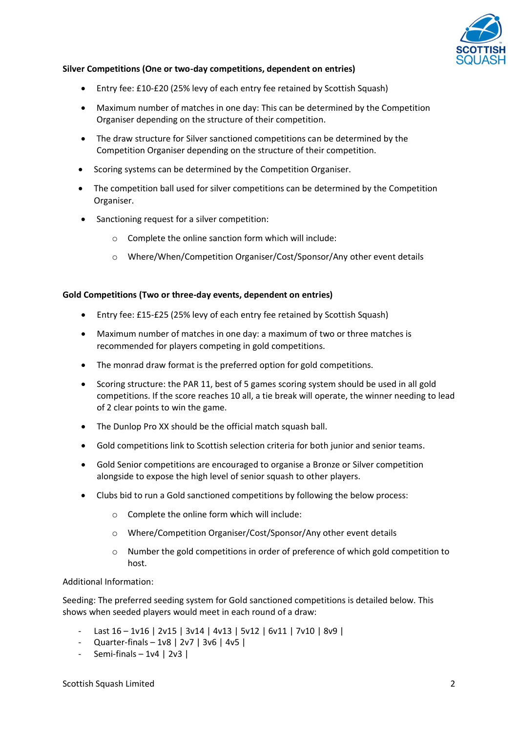**Silver Competitions (One or two-day competitions, dependent on entries)**

- Entry fee: £10-£20 (25% levy of each entry fee retained by Scottish Squash)
- Maximum number of matches in one day: This can be determined by the Competition Organiser depending on the structure of their competition.
- The draw structure for Silver sanctioned competitions can be determined by the Competition Organiser depending on the structure of their competition.
- Scoring systems can be determined by the Competition Organiser.
- The competition ball used for silver competitions can be determined by the Competition Organiser.
- Sanctioning request for a silver competition:
  - Complete the online sanction form which will include:
  - Where/When/Competition Organiser/Cost/Sponsor/Any other event details

**Gold Competitions (Two or three-day events, dependent on entries)**

- Entry fee: £15-£25 (25% levy of each entry fee retained by Scottish Squash)
- Maximum number of matches in one day: a maximum of two or three matches is recommended for players competing in gold competitions.
- The monrad draw format is the preferred option for gold competitions.
- Scoring structure: the PAR 11, best of 5 games scoring system should be used in all gold competitions. If the score reaches 10 all, a tie break will operate, the winner needing to lead of 2 clear points to win the game.
- The Dunlop Pro XX should be the official match squash ball.
- Gold competitions link to Scottish selection criteria for both junior and senior teams.
- Gold Senior competitions are encouraged to organise a Bronze or Silver competition alongside to expose the high level of senior squash to other players.
- Clubs bid to run a Gold sanctioned competitions by following the below process:
  - Complete the online form which will include:
  - Where/Competition Organiser/Cost/Sponsor/Any other event details
  - Number the gold competitions in order of preference of which gold competition to host.

Additional Information:

Seeding: The preferred seeding system for Gold sanctioned competitions is detailed below. This shows when seeded players would meet in each round of a draw:

- Last 16 – 1v16 | 2v15 | 3v14 | 4v13 | 5v12 | 6v11 | 7v10 | 8v9 |
- Quarter-finals – 1v8 | 2v7 | 3v6 | 4v5 |
- Semi-finals – 1v4 | 2v3 |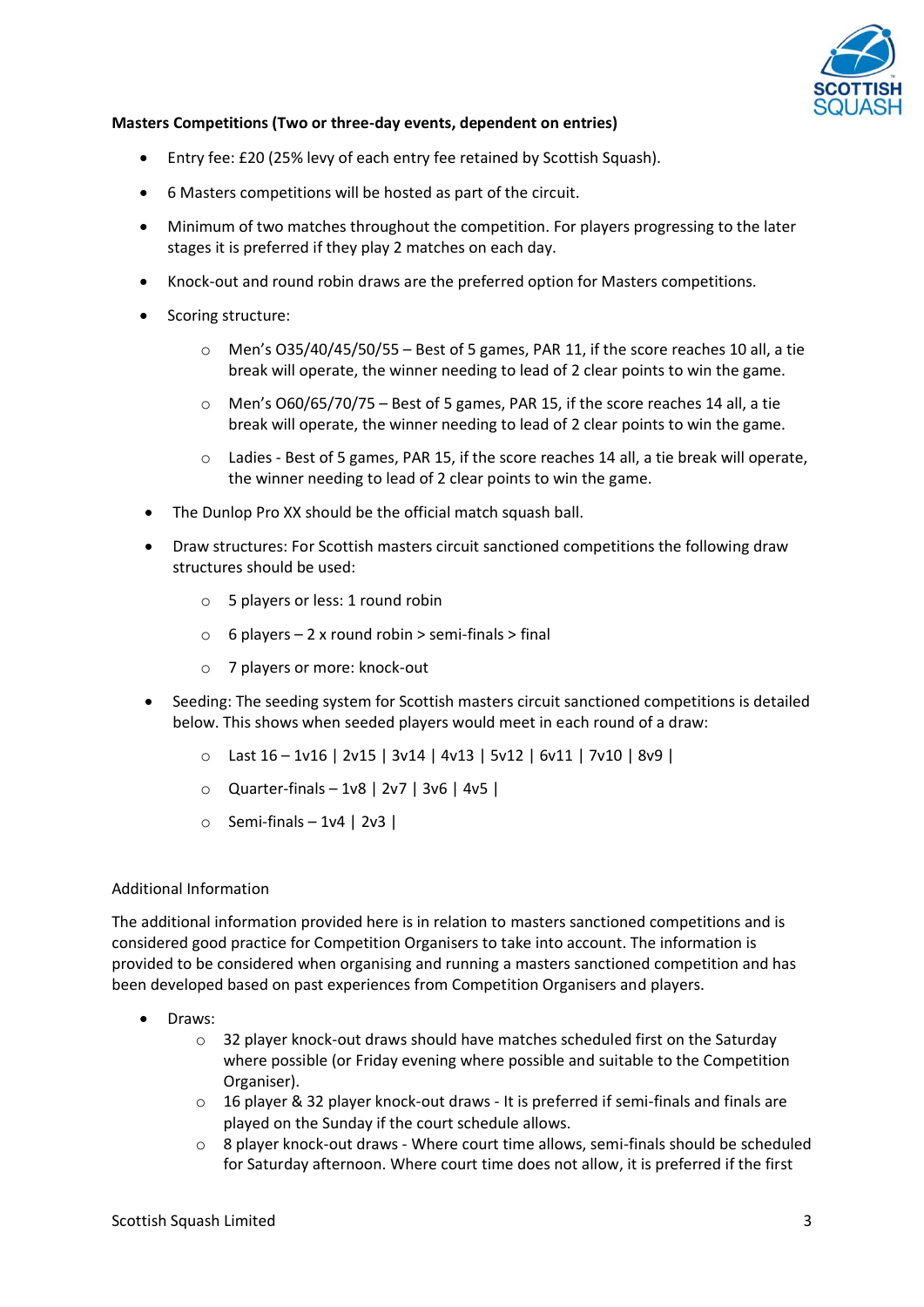**Masters Competitions (Two or three-day events, dependent on entries)**

- Entry fee: £20 (25% levy of each entry fee retained by Scottish Squash).
- 6 Masters competitions will be hosted as part of the circuit.
- Minimum of two matches throughout the competition. For players progressing to the later stages it is preferred if they play 2 matches on each day.
- Knock-out and round robin draws are the preferred option for Masters competitions.
- Scoring structure:
    - Men's O35/40/45/50/55 – Best of 5 games, PAR 11, if the score reaches 10 all, a tie break will operate, the winner needing to lead of 2 clear points to win the game.
    - Men's O60/65/70/75 – Best of 5 games, PAR 15, if the score reaches 14 all, a tie break will operate, the winner needing to lead of 2 clear points to win the game.
    - Ladies - Best of 5 games, PAR 15, if the score reaches 14 all, a tie break will operate, the winner needing to lead of 2 clear points to win the game.
- The Dunlop Pro XX should be the official match squash ball.
- Draw structures: For Scottish masters circuit sanctioned competitions the following draw structures should be used:
    - 5 players or less: 1 round robin
    - 6 players – 2 x round robin > semi-finals > final
    - 7 players or more: knock-out
- Seeding: The seeding system for Scottish masters circuit sanctioned competitions is detailed below. This shows when seeded players would meet in each round of a draw:
    - Last 16 – 1v16 | 2v15 | 3v14 | 4v13 | 5v12 | 6v11 | 7v10 | 8v9 |
    - Quarter-finals – 1v8 | 2v7 | 3v6 | 4v5 |
    - Semi-finals – 1v4 | 2v3 |

Additional Information

The additional information provided here is in relation to masters sanctioned competitions and is considered good practice for Competition Organisers to take into account. The information is provided to be considered when organising and running a masters sanctioned competition and has been developed based on past experiences from Competition Organisers and players.

- Draws:
    - 32 player knock-out draws should have matches scheduled first on the Saturday where possible (or Friday evening where possible and suitable to the Competition Organiser).
    - 16 player & 32 player knock-out draws - It is preferred if semi-finals and finals are played on the Sunday if the court schedule allows.
    - 8 player knock-out draws - Where court time allows, semi-finals should be scheduled for Saturday afternoon. Where court time does not allow, it is preferred if the first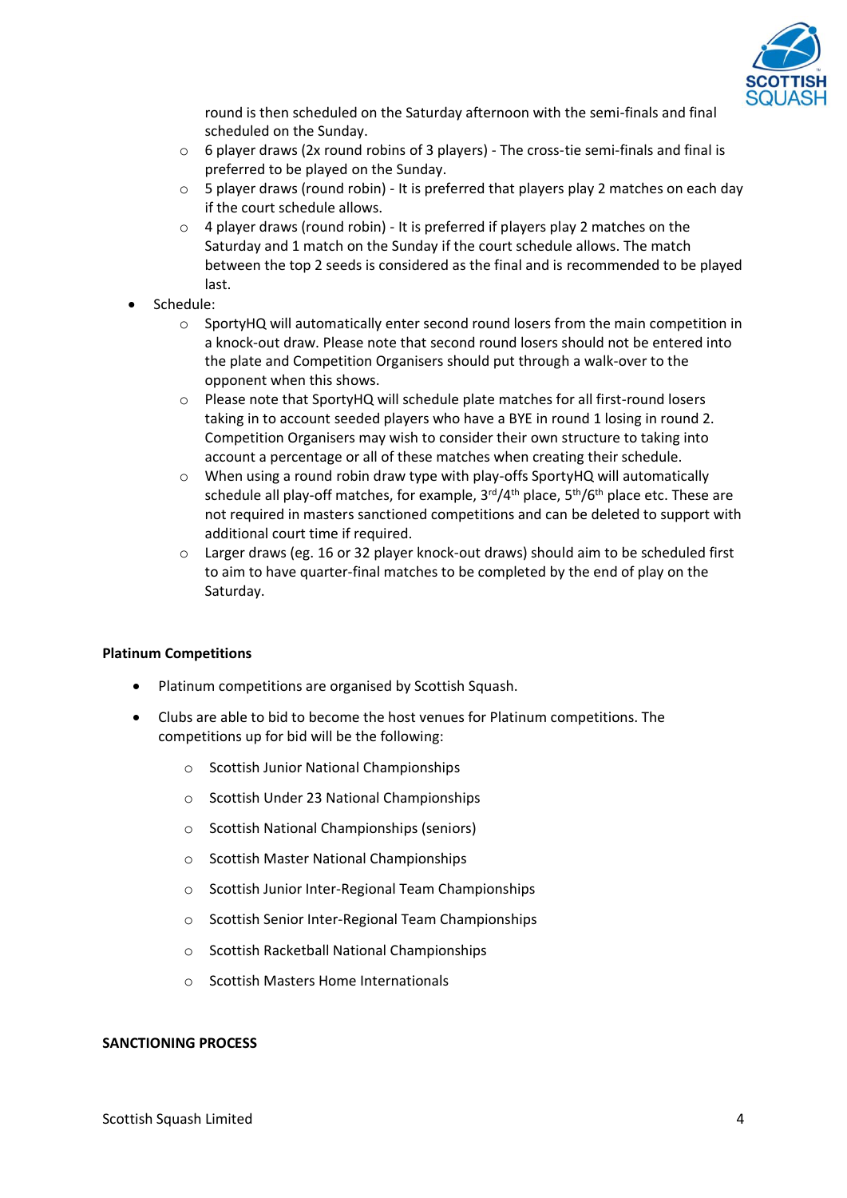round is then scheduled on the Saturday afternoon with the semi-finals and final scheduled on the Sunday.
  - 6 player draws (2x round robins of 3 players) - The cross-tie semi-finals and final is preferred to be played on the Sunday.
  - 5 player draws (round robin) - It is preferred that players play 2 matches on each day if the court schedule allows.
  - 4 player draws (round robin) - It is preferred if players play 2 matches on the Saturday and 1 match on the Sunday if the court schedule allows. The match between the top 2 seeds is considered as the final and is recommended to be played last.
- Schedule:
  - SportyHQ will automatically enter second round losers from the main competition in a knock-out draw. Please note that second round losers should not be entered into the plate and Competition Organisers should put through a walk-over to the opponent when this shows.
  - Please note that SportyHQ will schedule plate matches for all first-round losers taking in to account seeded players who have a BYE in round 1 losing in round 2. Competition Organisers may wish to consider their own structure to taking into account a percentage or all of these matches when creating their schedule.
  - When using a round robin draw type with play-offs SportyHQ will automatically schedule all play-off matches, for example, 3rd/4th place, 5th/6th place etc. These are not required in masters sanctioned competitions and can be deleted to support with additional court time if required.
  - Larger draws (eg. 16 or 32 player knock-out draws) should aim to be scheduled first to aim to have quarter-final matches to be completed by the end of play on the Saturday.

**Platinum Competitions**

- Platinum competitions are organised by Scottish Squash.
- Clubs are able to bid to become the host venues for Platinum competitions. The competitions up for bid will be the following:
  - Scottish Junior National Championships
  - Scottish Under 23 National Championships
  - Scottish National Championships (seniors)
  - Scottish Master National Championships
  - Scottish Junior Inter-Regional Team Championships
  - Scottish Senior Inter-Regional Team Championships
  - Scottish Racketball National Championships
  - Scottish Masters Home Internationals

**SANCTIONING PROCESS**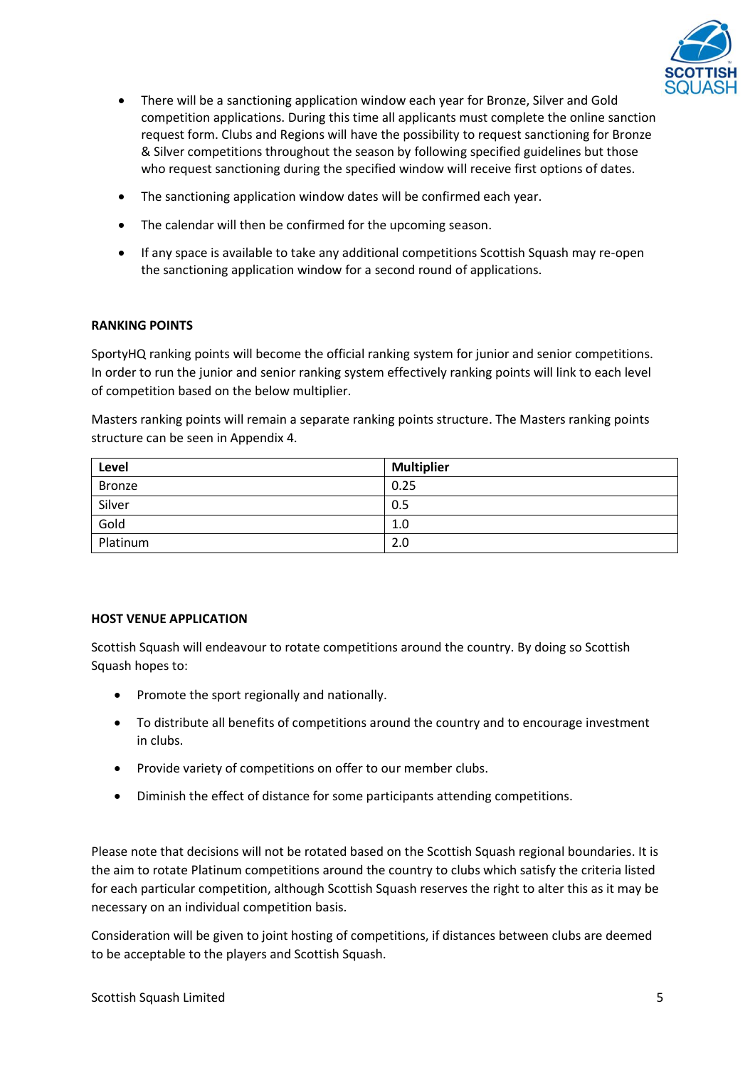- There will be a sanctioning application window each year for Bronze, Silver and Gold competition applications. During this time all applicants must complete the online sanction request form. Clubs and Regions will have the possibility to request sanctioning for Bronze & Silver competitions throughout the season by following specified guidelines but those who request sanctioning during the specified window will receive first options of dates.
- The sanctioning application window dates will be confirmed each year.
- The calendar will then be confirmed for the upcoming season.
- If any space is available to take any additional competitions Scottish Squash may re-open the sanctioning application window for a second round of applications.

**RANKING POINTS**

SportyHQ ranking points will become the official ranking system for junior and senior competitions. In order to run the junior and senior ranking system effectively ranking points will link to each level of competition based on the below multiplier.

Masters ranking points will remain a separate ranking points structure. The Masters ranking points structure can be seen in Appendix 4.

| Level | Multiplier |
|---|---|
| Bronze | 0.25 |
| Silver | 0.5 |
| Gold | 1.0 |
| Platinum | 2.0 |

**HOST VENUE APPLICATION**

Scottish Squash will endeavour to rotate competitions around the country. By doing so Scottish Squash hopes to:

- Promote the sport regionally and nationally.
- To distribute all benefits of competitions around the country and to encourage investment in clubs.
- Provide variety of competitions on offer to our member clubs.
- Diminish the effect of distance for some participants attending competitions.

Please note that decisions will not be rotated based on the Scottish Squash regional boundaries. It is the aim to rotate Platinum competitions around the country to clubs which satisfy the criteria listed for each particular competition, although Scottish Squash reserves the right to alter this as it may be necessary on an individual competition basis.

Consideration will be given to joint hosting of competitions, if distances between clubs are deemed to be acceptable to the players and Scottish Squash.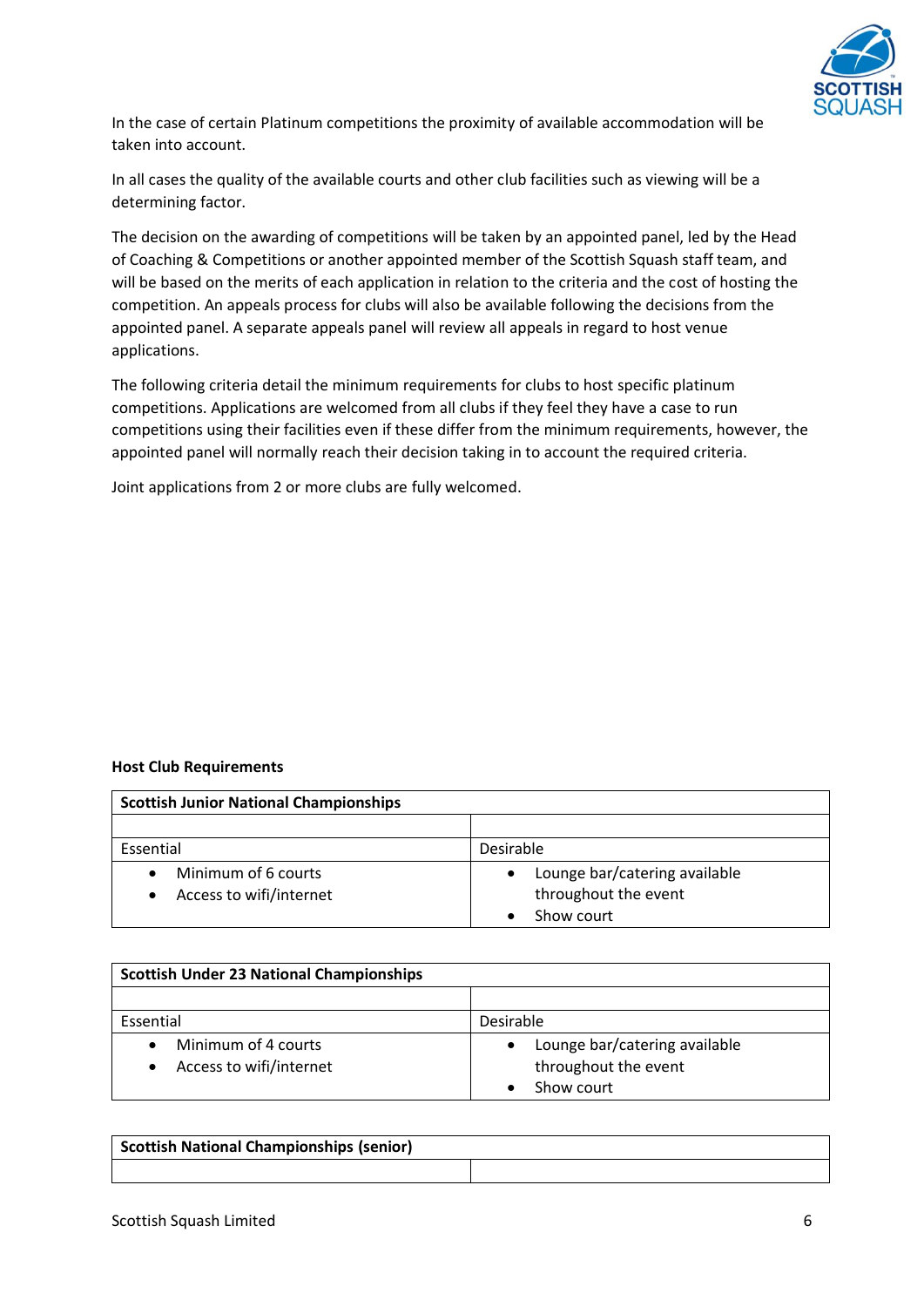In the case of certain Platinum competitions the proximity of available accommodation will be taken into account.

In all cases the quality of the available courts and other club facilities such as viewing will be a determining factor.

The decision on the awarding of competitions will be taken by an appointed panel, led by the Head of Coaching & Competitions or another appointed member of the Scottish Squash staff team, and will be based on the merits of each application in relation to the criteria and the cost of hosting the competition. An appeals process for clubs will also be available following the decisions from the appointed panel. A separate appeals panel will review all appeals in regard to host venue applications.

The following criteria detail the minimum requirements for clubs to host specific platinum competitions. Applications are welcomed from all clubs if they feel they have a case to run competitions using their facilities even if these differ from the minimum requirements, however, the appointed panel will normally reach their decision taking in to account the required criteria.

Joint applications from 2 or more clubs are fully welcomed.

**Host Club Requirements**

| **Scottish Junior National Championships** | |
|---|---|
| | |
| Essential | Desirable |
| • Minimum of 6 courts<br>• Access to wifi/internet | • Lounge bar/catering available throughout the event<br>• Show court |

| **Scottish Under 23 National Championships** | |
|---|---|
| | |
| Essential | Desirable |
| • Minimum of 4 courts<br>• Access to wifi/internet | • Lounge bar/catering available throughout the event<br>• Show court |

| **Scottish National Championships (senior)** | |
|---|---|
| | |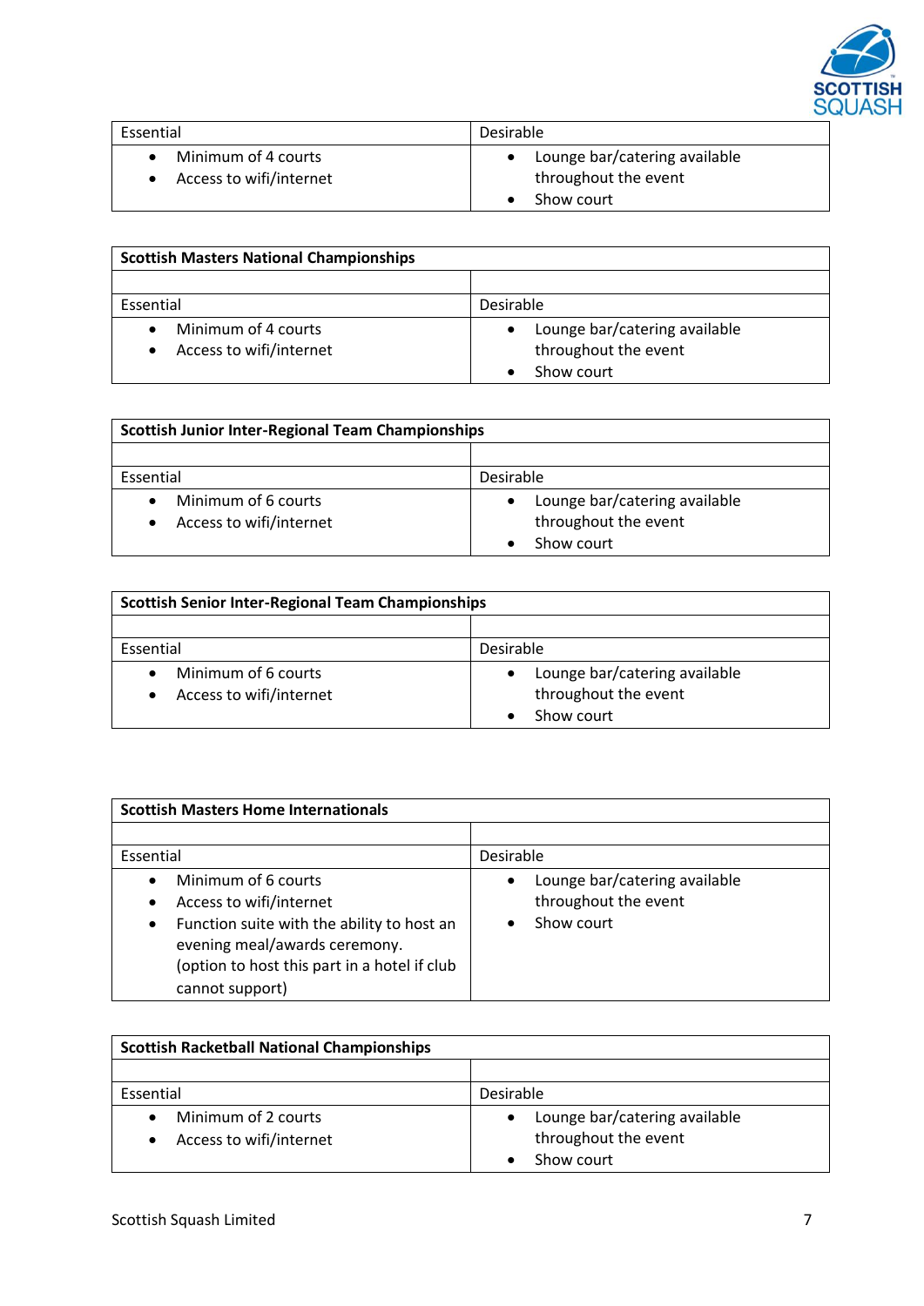| Essential | Desirable |
|---|---|
| • Minimum of 4 courts<br>• Access to wifi/internet | • Lounge bar/catering available throughout the event<br>• Show court |

| Scottish Masters National Championships | |
|---|---|
| | |
| Essential | Desirable |
| • Minimum of 4 courts<br>• Access to wifi/internet | • Lounge bar/catering available throughout the event<br>• Show court |

| Scottish Junior Inter-Regional Team Championships | |
|---|---|
| | |
| Essential | Desirable |
| • Minimum of 6 courts<br>• Access to wifi/internet | • Lounge bar/catering available throughout the event<br>• Show court |

| Scottish Senior Inter-Regional Team Championships | |
|---|---|
| | |
| Essential | Desirable |
| • Minimum of 6 courts<br>• Access to wifi/internet | • Lounge bar/catering available throughout the event<br>• Show court |

| Scottish Masters Home Internationals | |
|---|---|
| | |
| Essential | Desirable |
| • Minimum of 6 courts<br>• Access to wifi/internet<br>• Function suite with the ability to host an evening meal/awards ceremony. (option to host this part in a hotel if club cannot support) | • Lounge bar/catering available throughout the event<br>• Show court |

| Scottish Racketball National Championships | |
|---|---|
| | |
| Essential | Desirable |
| • Minimum of 2 courts<br>• Access to wifi/internet | • Lounge bar/catering available throughout the event<br>• Show court |